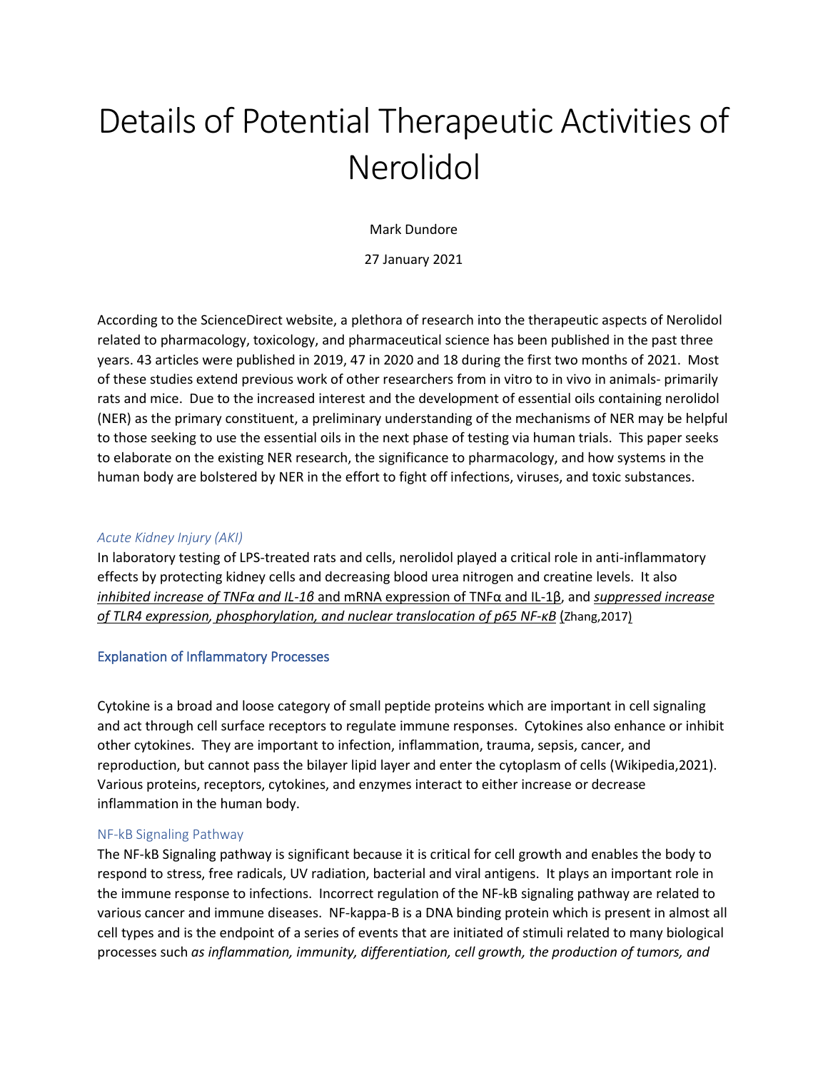# Details of Potential Therapeutic Activities of Nerolidol

Mark Dundore

27 January 2021

According to the ScienceDirect website, a plethora of research into the therapeutic aspects of Nerolidol related to pharmacology, toxicology, and pharmaceutical science has been published in the past three years. 43 articles were published in 2019, 47 in 2020 and 18 during the first two months of 2021. Most of these studies extend previous work of other researchers from in vitro to in vivo in animals- primarily rats and mice. Due to the increased interest and the development of essential oils containing nerolidol (NER) as the primary constituent, a preliminary understanding of the mechanisms of NER may be helpful to those seeking to use the essential oils in the next phase of testing via human trials. This paper seeks to elaborate on the existing NER research, the significance to pharmacology, and how systems in the human body are bolstered by NER in the effort to fight off infections, viruses, and toxic substances.

### *Acute Kidney Injury (AKI)*

In laboratory testing of LPS-treated rats and cells, nerolidol played a critical role in anti-inflammatory effects by protecting kidney cells and decreasing blood urea nitrogen and creatine levels. It also *inhibited increase of TNFα and IL-1β* and mRNA expression of TNFα and IL-1β, and *suppressed increase of TLR4 expression, phosphorylation, and nuclear translocation of p65 NF-κB* (Zhang,2017)

## Explanation of Inflammatory Processes

Cytokine is a broad and loose category of small peptide proteins which are important in cell signaling and act through cell surface receptors to regulate immune responses. Cytokines also enhance or inhibit other cytokines. They are important to infection, inflammation, trauma, sepsis, cancer, and reproduction, but cannot pass the bilayer lipid layer and enter the cytoplasm of cells (Wikipedia,2021). Various proteins, receptors, cytokines, and enzymes interact to either increase or decrease inflammation in the human body.

### NF-kB Signaling Pathway

The NF-kB Signaling pathway is significant because it is critical for cell growth and enables the body to respond to stress, free radicals, UV radiation, bacterial and viral antigens. It plays an important role in the immune response to infections. Incorrect regulation of the NF-kB signaling pathway are related to various cancer and immune diseases. NF-kappa-B is a DNA binding protein which is present in almost all cell types and is the endpoint of a series of events that are initiated of stimuli related to many biological processes such *as inflammation, immunity, differentiation, cell growth, the production of tumors, and*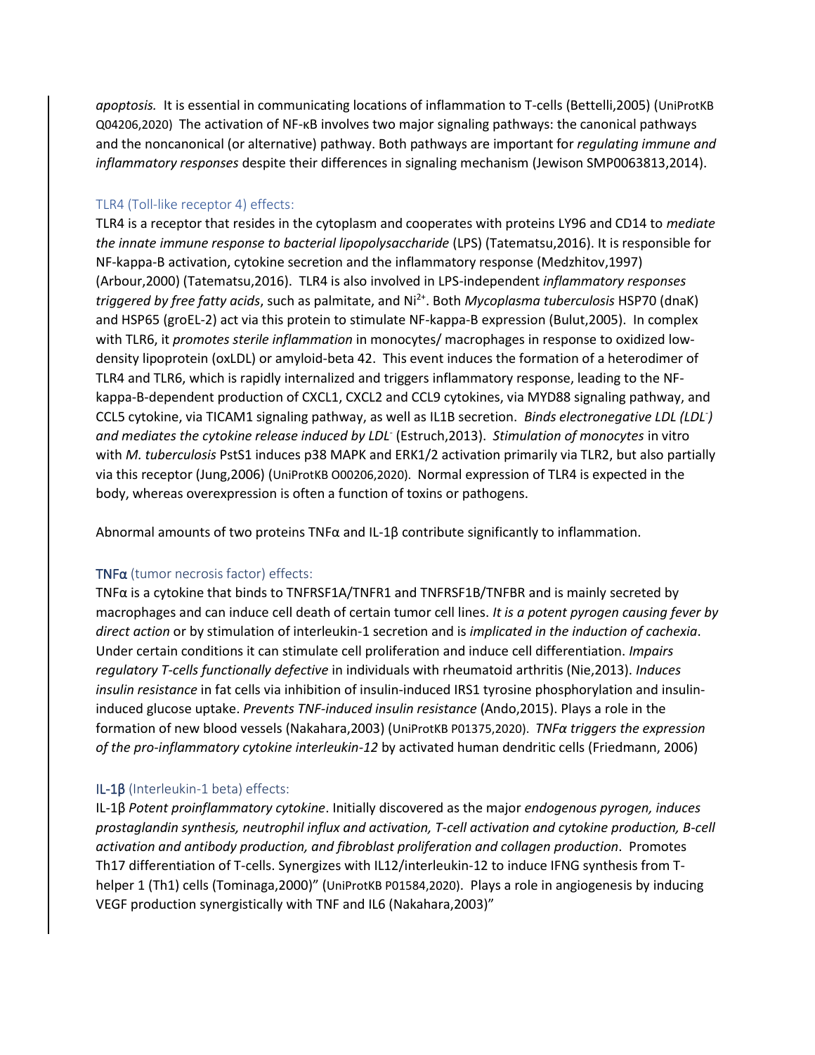*apoptosis.* It is essential in communicating locations of inflammation to T-cells (Bettelli,2005) (UniProtKB Q04206,2020) The activation of NF-κB involves two major signaling pathways: the canonical pathways and the noncanonical (or alternative) pathway. Both pathways are important for *regulating immune and inflammatory responses* despite their differences in signaling mechanism (Jewison SMP0063813,2014).

### TLR4 (Toll-like receptor 4) effects:

TLR4 is a receptor that resides in the cytoplasm and cooperates with proteins LY96 and CD14 to *mediate the innate immune response to bacterial lipopolysaccharide* (LPS) (Tatematsu,2016). It is responsible for NF-kappa-B activation, cytokine secretion and the inflammatory response (Medzhitov,1997) (Arbour,2000) (Tatematsu,2016). TLR4 is also involved in LPS-independent *inflammatory responses triggered by free fatty acids*, such as palmitate, and $Ni^{2+}$. Both *Mycoplasma tuberculosis* HSP70 (dnaK) and HSP65 (groEL-2) act via this protein to stimulate NF-kappa-B expression (Bulut,2005). In complex with TLR6, it *promotes sterile inflammation* in monocytes/ macrophages in response to oxidized low-density lipoprotein (oxLDL) or amyloid-beta 42. This event induces the formation of a heterodimer of TLR4 and TLR6, which is rapidly internalized and triggers inflammatory response, leading to the NF-kappa-B-dependent production of CXCL1, CXCL2 and CCL9 cytokines, via MYD88 signaling pathway, and CCL5 cytokine, via TICAM1 signaling pathway, as well as IL1B secretion. *Binds electronegative LDL ($LDL^-$) and mediates the cytokine release induced by $LDL^-$* (Estruch,2013). *Stimulation of monocytes* in vitro with *M. tuberculosis* PstS1 induces p38 MAPK and ERK1/2 activation primarily via TLR2, but also partially via this receptor (Jung,2006) (UniProtKB O00206,2020). Normal expression of TLR4 is expected in the body, whereas overexpression is often a function of toxins or pathogens.

Abnormal amounts of two proteins TNFα and IL-1β contribute significantly to inflammation.

### TNFα (tumor necrosis factor) effects:

TNFα is a cytokine that binds to TNFRSF1A/TNFR1 and TNFRSF1B/TNFBR and is mainly secreted by macrophages and can induce cell death of certain tumor cell lines. *It is a potent pyrogen causing fever by direct action* or by stimulation of interleukin-1 secretion and is *implicated in the induction of cachexia*. Under certain conditions it can stimulate cell proliferation and induce cell differentiation. *Impairs regulatory T-cells functionally defective* in individuals with rheumatoid arthritis (Nie,2013). *Induces insulin resistance* in fat cells via inhibition of insulin-induced IRS1 tyrosine phosphorylation and insulin-induced glucose uptake. *Prevents TNF-induced insulin resistance* (Ando,2015). Plays a role in the formation of new blood vessels (Nakahara,2003) (UniProtKB P01375,2020). *TNFα triggers the expression of the pro-inflammatory cytokine interleukin-12* by activated human dendritic cells (Friedmann, 2006)

### IL-1β (Interleukin-1 beta) effects:

IL-1β *Potent proinflammatory cytokine*. Initially discovered as the major *endogenous pyrogen, induces prostaglandin synthesis, neutrophil influx and activation, T-cell activation and cytokine production, B-cell activation and antibody production, and fibroblast proliferation and collagen production*. Promotes Th17 differentiation of T-cells. Synergizes with IL12/interleukin-12 to induce IFNG synthesis from T-helper 1 (Th1) cells (Tominaga,2000)" (UniProtKB P01584,2020). Plays a role in angiogenesis by inducing VEGF production synergistically with TNF and IL6 (Nakahara,2003)"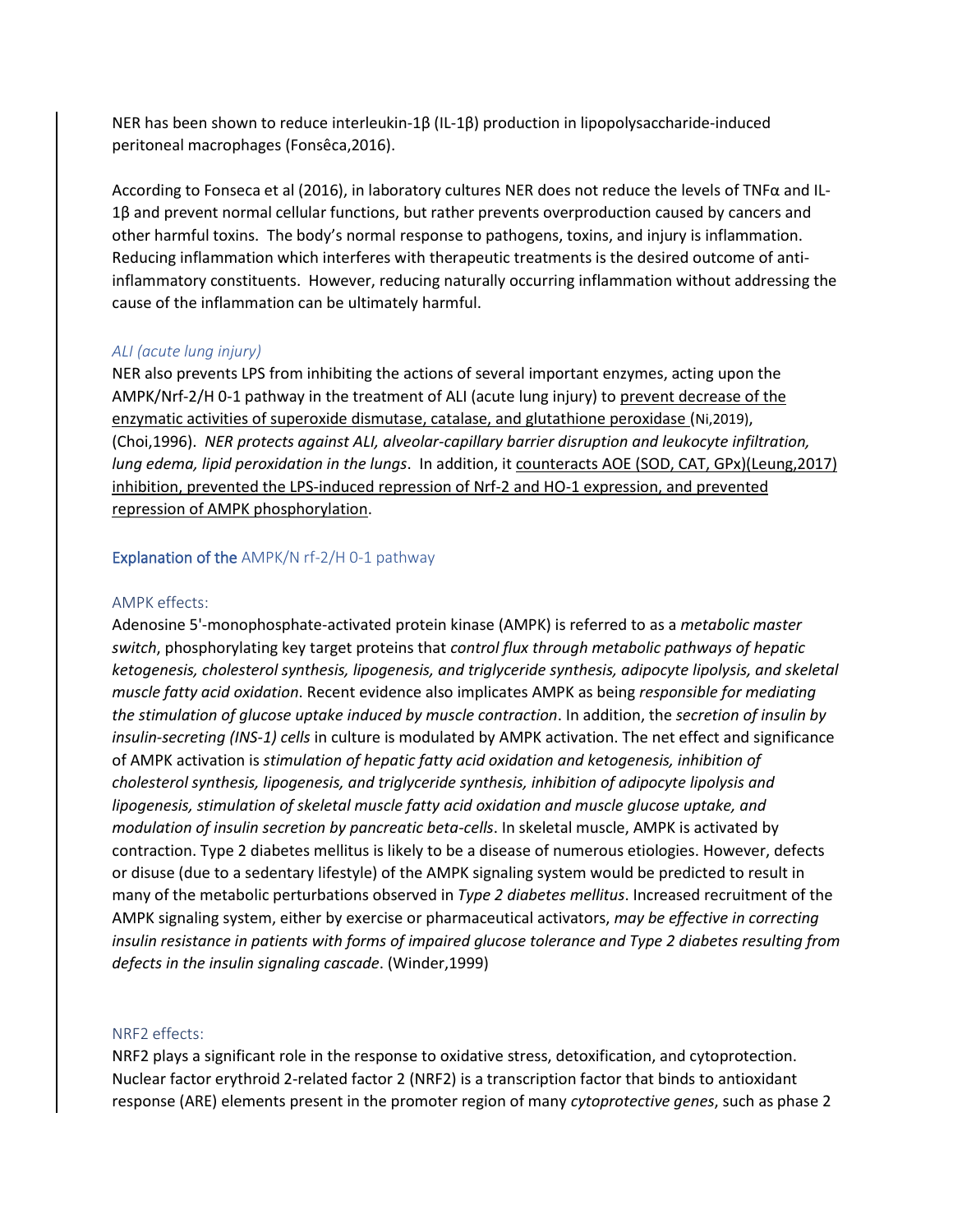NER has been shown to reduce interleukin-1β (IL-1β) production in lipopolysaccharide-induced peritoneal macrophages (Fonsêca,2016).

According to Fonseca et al (2016), in laboratory cultures NER does not reduce the levels of TNFα and IL-1β and prevent normal cellular functions, but rather prevents overproduction caused by cancers and other harmful toxins. The body's normal response to pathogens, toxins, and injury is inflammation. Reducing inflammation which interferes with therapeutic treatments is the desired outcome of anti-inflammatory constituents. However, reducing naturally occurring inflammation without addressing the cause of the inflammation can be ultimately harmful.

### *ALI (acute lung injury)*

NER also prevents LPS from inhibiting the actions of several important enzymes, acting upon the AMPK/Nrf-2/H 0-1 pathway in the treatment of ALI (acute lung injury) to prevent decrease of the enzymatic activities of superoxide dismutase, catalase, and glutathione peroxidase (Ni,2019), (Choi,1996). *NER protects against ALI, alveolar-capillary barrier disruption and leukocyte infiltration, lung edema, lipid peroxidation in the lungs*. In addition, it counteracts AOE (SOD, CAT, GPx)(Leung,2017) inhibition, prevented the LPS-induced repression of Nrf-2 and HO-1 expression, and prevented repression of AMPK phosphorylation.

### Explanation of the AMPK/N rf-2/H 0-1 pathway

#### AMPK effects:

Adenosine 5'-monophosphate-activated protein kinase (AMPK) is referred to as a *metabolic master switch*, phosphorylating key target proteins that *control flux through metabolic pathways of hepatic ketogenesis, cholesterol synthesis, lipogenesis, and triglyceride synthesis, adipocyte lipolysis, and skeletal muscle fatty acid oxidation*. Recent evidence also implicates AMPK as being *responsible for mediating the stimulation of glucose uptake induced by muscle contraction*. In addition, the *secretion of insulin by insulin-secreting (INS-1) cells* in culture is modulated by AMPK activation. The net effect and significance of AMPK activation is *stimulation of hepatic fatty acid oxidation and ketogenesis, inhibition of cholesterol synthesis, lipogenesis, and triglyceride synthesis, inhibition of adipocyte lipolysis and lipogenesis, stimulation of skeletal muscle fatty acid oxidation and muscle glucose uptake, and modulation of insulin secretion by pancreatic beta-cells*. In skeletal muscle, AMPK is activated by contraction. Type 2 diabetes mellitus is likely to be a disease of numerous etiologies. However, defects or disuse (due to a sedentary lifestyle) of the AMPK signaling system would be predicted to result in many of the metabolic perturbations observed in *Type 2 diabetes mellitus*. Increased recruitment of the AMPK signaling system, either by exercise or pharmaceutical activators, *may be effective in correcting insulin resistance in patients with forms of impaired glucose tolerance and Type 2 diabetes resulting from defects in the insulin signaling cascade*. (Winder,1999)

#### NRF2 effects:

NRF2 plays a significant role in the response to oxidative stress, detoxification, and cytoprotection. Nuclear factor erythroid 2-related factor 2 (NRF2) is a transcription factor that binds to antioxidant response (ARE) elements present in the promoter region of many *cytoprotective genes*, such as phase 2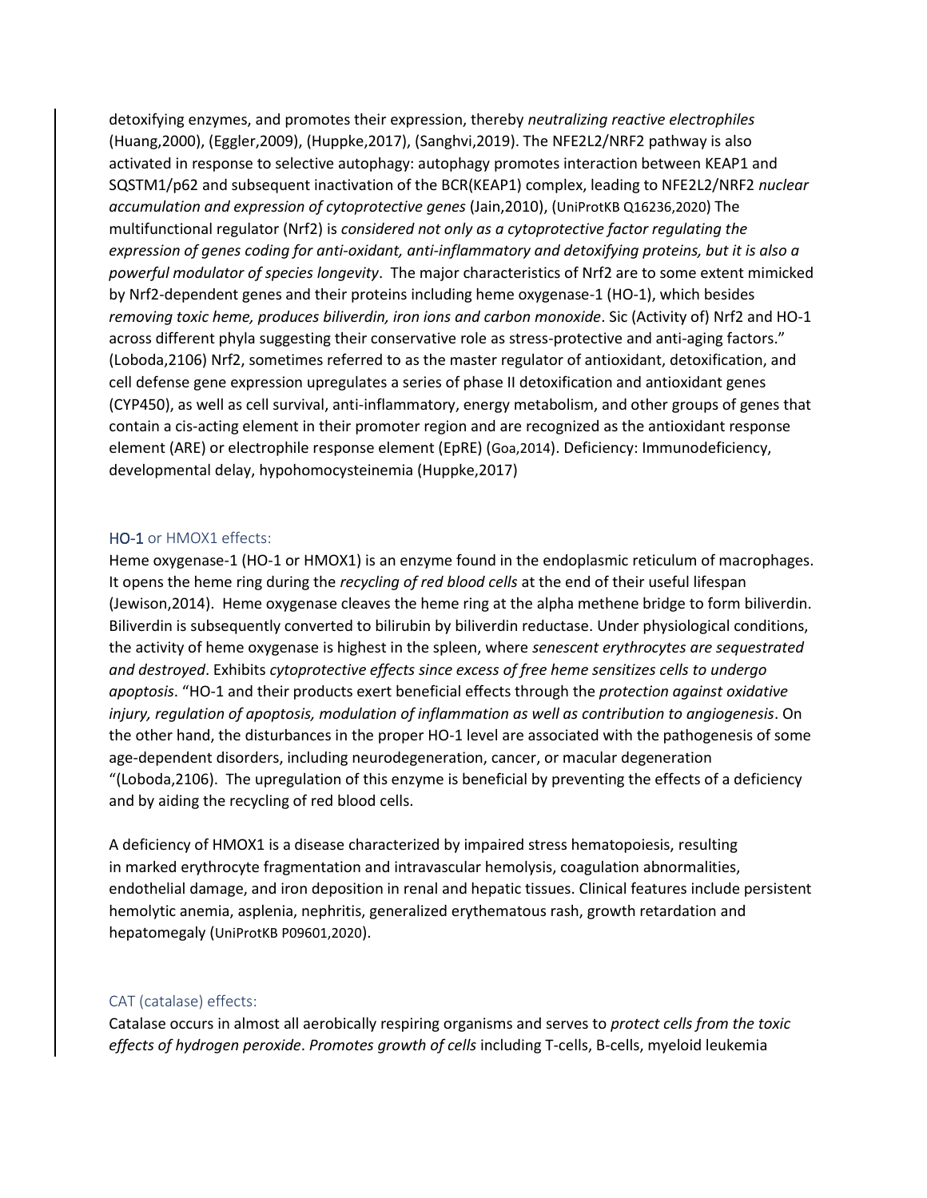detoxifying enzymes, and promotes their expression, thereby *neutralizing reactive electrophiles* (Huang,2000), (Eggler,2009), (Huppke,2017), (Sanghvi,2019). The NFE2L2/NRF2 pathway is also activated in response to selective autophagy: autophagy promotes interaction between KEAP1 and SQSTM1/p62 and subsequent inactivation of the BCR(KEAP1) complex, leading to NFE2L2/NRF2 *nuclear accumulation and expression of cytoprotective genes* (Jain,2010), (UniProtKB Q16236,2020) The multifunctional regulator (Nrf2) is *considered not only as a cytoprotective factor regulating the expression of genes coding for anti-oxidant, anti-inflammatory and detoxifying proteins, but it is also a powerful modulator of species longevity*. The major characteristics of Nrf2 are to some extent mimicked by Nrf2-dependent genes and their proteins including heme oxygenase-1 (HO-1), which besides *removing toxic heme, produces biliverdin, iron ions and carbon monoxide*. Sic (Activity of) Nrf2 and HO-1 across different phyla suggesting their conservative role as stress-protective and anti-aging factors." (Loboda,2106) Nrf2, sometimes referred to as the master regulator of antioxidant, detoxification, and cell defense gene expression upregulates a series of phase II detoxification and antioxidant genes (CYP450), as well as cell survival, anti-inflammatory, energy metabolism, and other groups of genes that contain a cis-acting element in their promoter region and are recognized as the antioxidant response element (ARE) or electrophile response element (EpRE) (Goa,2014). Deficiency: Immunodeficiency, developmental delay, hypohomocysteinemia (Huppke,2017)

## HO-1 or HMOX1 effects:

Heme oxygenase-1 (HO-1 or HMOX1) is an enzyme found in the endoplasmic reticulum of macrophages. It opens the heme ring during the *recycling of red blood cells* at the end of their useful lifespan (Jewison,2014). Heme oxygenase cleaves the heme ring at the alpha methene bridge to form biliverdin. Biliverdin is subsequently converted to bilirubin by biliverdin reductase. Under physiological conditions, the activity of heme oxygenase is highest in the spleen, where *senescent erythrocytes are sequestrated and destroyed*. Exhibits *cytoprotective effects since excess of free heme sensitizes cells to undergo apoptosis*. "HO-1 and their products exert beneficial effects through the *protection against oxidative injury, regulation of apoptosis, modulation of inflammation as well as contribution to angiogenesis*. On the other hand, the disturbances in the proper HO-1 level are associated with the pathogenesis of some age-dependent disorders, including neurodegeneration, cancer, or macular degeneration "(Loboda,2106). The upregulation of this enzyme is beneficial by preventing the effects of a deficiency and by aiding the recycling of red blood cells.

A deficiency of HMOX1 is a disease characterized by impaired stress hematopoiesis, resulting in marked erythrocyte fragmentation and intravascular hemolysis, coagulation abnormalities, endothelial damage, and iron deposition in renal and hepatic tissues. Clinical features include persistent hemolytic anemia, asplenia, nephritis, generalized erythematous rash, growth retardation and hepatomegaly (UniProtKB P09601,2020).

## CAT (catalase) effects:

Catalase occurs in almost all aerobically respiring organisms and serves to *protect cells from the toxic effects of hydrogen peroxide*. *Promotes growth of cells* including T-cells, B-cells, myeloid leukemia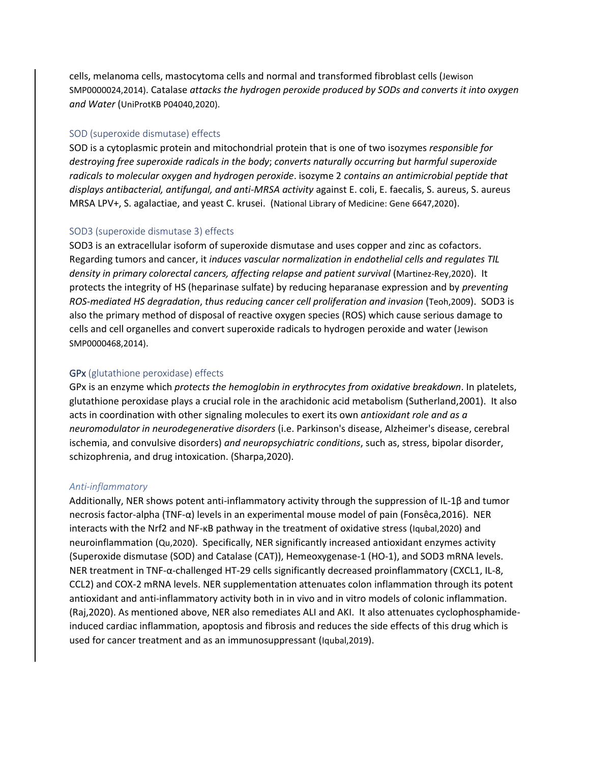cells, melanoma cells, mastocytoma cells and normal and transformed fibroblast cells (Jewison SMP0000024,2014). Catalase *attacks the hydrogen peroxide produced by SODs and converts it into oxygen and Water* (UniProtKB P04040,2020).

### SOD (superoxide dismutase) effects

SOD is a cytoplasmic protein and mitochondrial protein that is one of two isozymes *responsible for destroying free superoxide radicals in the body*; *converts naturally occurring but harmful superoxide radicals to molecular oxygen and hydrogen peroxide*. isozyme 2 *contains an antimicrobial peptide that displays antibacterial, antifungal, and anti-MRSA activity* against E. coli, E. faecalis, S. aureus, S. aureus MRSA LPV+, S. agalactiae, and yeast C. krusei. (National Library of Medicine: Gene 6647,2020).

### SOD3 (superoxide dismutase 3) effects

SOD3 is an extracellular isoform of superoxide dismutase and uses copper and zinc as cofactors. Regarding tumors and cancer, it *induces vascular normalization in endothelial cells and regulates TIL density in primary colorectal cancers, affecting relapse and patient survival* (Martinez-Rey,2020). It protects the integrity of HS (heparinase sulfate) by reducing heparanase expression and by *preventing ROS-mediated HS degradation*, *thus reducing cancer cell proliferation and invasion* (Teoh,2009). SOD3 is also the primary method of disposal of reactive oxygen species (ROS) which cause serious damage to cells and cell organelles and convert superoxide radicals to hydrogen peroxide and water (Jewison SMP0000468,2014).

### GPx (glutathione peroxidase) effects

GPx is an enzyme which *protects the hemoglobin in erythrocytes from oxidative breakdown*. In platelets, glutathione peroxidase plays a crucial role in the arachidonic acid metabolism (Sutherland,2001). It also acts in coordination with other signaling molecules to exert its own *antioxidant role and as a neuromodulator in neurodegenerative disorders* (i.e. Parkinson's disease, Alzheimer's disease, cerebral ischemia, and convulsive disorders) *and neuropsychiatric conditions*, such as, stress, bipolar disorder, schizophrenia, and drug intoxication. (Sharpa,2020).

### *Anti-inflammatory*

Additionally, NER shows potent anti-inflammatory activity through the suppression of IL-1β and tumor necrosis factor-alpha (TNF-α) levels in an experimental mouse model of pain (Fonsêca,2016). NER interacts with the Nrf2 and NF-κB pathway in the treatment of oxidative stress (Iqubal,2020) and neuroinflammation (Qu,2020). Specifically, NER significantly increased antioxidant enzymes activity (Superoxide dismutase (SOD) and Catalase (CAT)), Hemeoxygenase-1 (HO-1), and SOD3 mRNA levels. NER treatment in TNF-α-challenged HT-29 cells significantly decreased proinflammatory (CXCL1, IL-8, CCL2) and COX-2 mRNA levels. NER supplementation attenuates colon inflammation through its potent antioxidant and anti-inflammatory activity both in in vivo and in vitro models of colonic inflammation. (Raj,2020). As mentioned above, NER also remediates ALI and AKI. It also attenuates cyclophosphamide-induced cardiac inflammation, apoptosis and fibrosis and reduces the side effects of this drug which is used for cancer treatment and as an immunosuppressant (Iqubal,2019).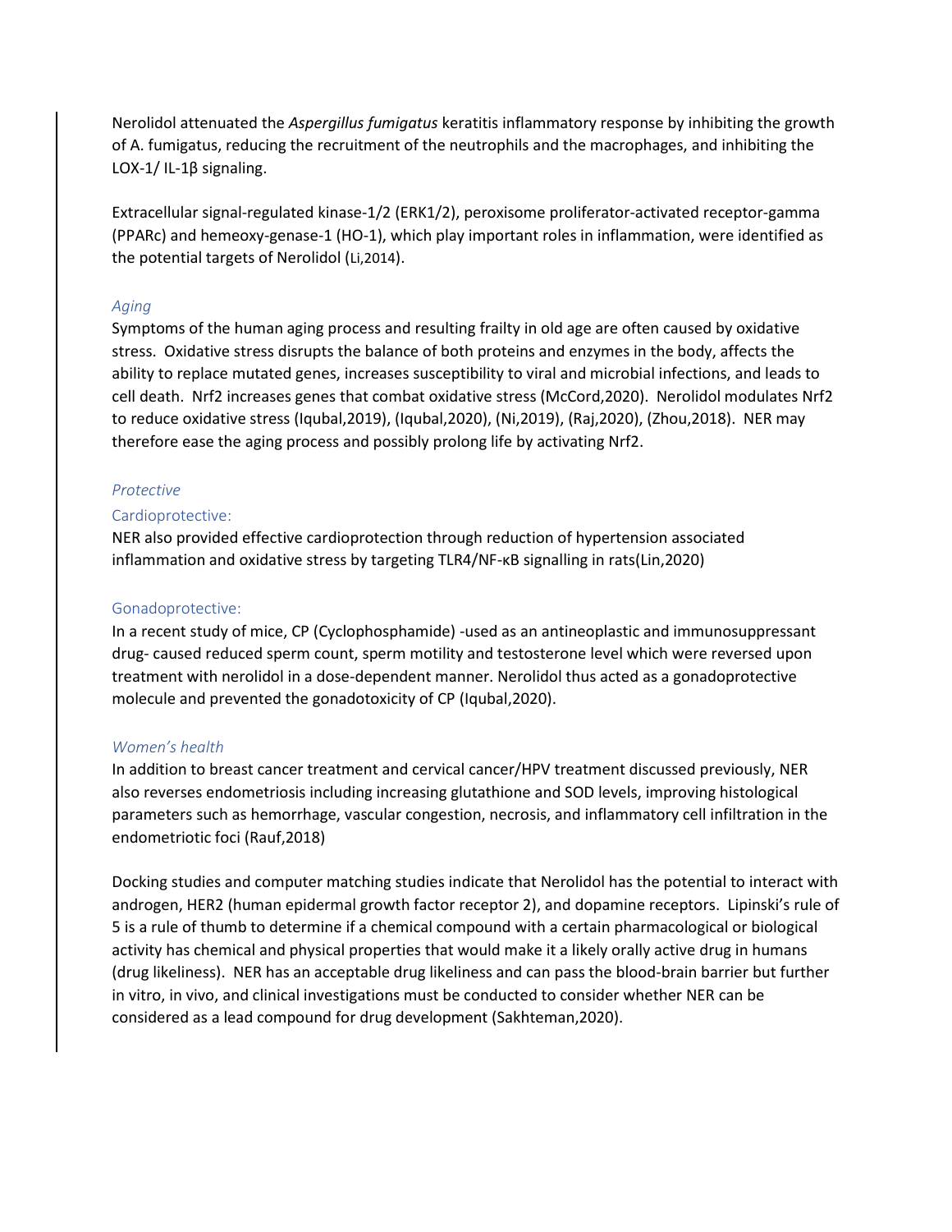Nerolidol attenuated the *Aspergillus fumigatus* keratitis inflammatory response by inhibiting the growth of A. fumigatus, reducing the recruitment of the neutrophils and the macrophages, and inhibiting the LOX-1/ IL-1β signaling.

Extracellular signal-regulated kinase-1/2 (ERK1/2), peroxisome proliferator-activated receptor-gamma (PPARc) and hemeoxy-genase-1 (HO-1), which play important roles in inflammation, were identified as the potential targets of Nerolidol (Li,2014).

### *Aging*

Symptoms of the human aging process and resulting frailty in old age are often caused by oxidative stress. Oxidative stress disrupts the balance of both proteins and enzymes in the body, affects the ability to replace mutated genes, increases susceptibility to viral and microbial infections, and leads to cell death. Nrf2 increases genes that combat oxidative stress (McCord,2020). Nerolidol modulates Nrf2 to reduce oxidative stress (Iqubal,2019), (Iqubal,2020), (Ni,2019), (Raj,2020), (Zhou,2018). NER may therefore ease the aging process and possibly prolong life by activating Nrf2.

### *Protective*

#### Cardioprotective:

NER also provided effective cardioprotection through reduction of hypertension associated inflammation and oxidative stress by targeting TLR4/NF-κB signalling in rats(Lin,2020)

#### Gonadoprotective:

In a recent study of mice, CP (Cyclophosphamide) -used as an antineoplastic and immunosuppressant drug- caused reduced sperm count, sperm motility and testosterone level which were reversed upon treatment with nerolidol in a dose-dependent manner. Nerolidol thus acted as a gonadoprotective molecule and prevented the gonadotoxicity of CP (Iqubal,2020).

### *Women's health*

In addition to breast cancer treatment and cervical cancer/HPV treatment discussed previously, NER also reverses endometriosis including increasing glutathione and SOD levels, improving histological parameters such as hemorrhage, vascular congestion, necrosis, and inflammatory cell infiltration in the endometriotic foci (Rauf,2018)

Docking studies and computer matching studies indicate that Nerolidol has the potential to interact with androgen, HER2 (human epidermal growth factor receptor 2), and dopamine receptors. Lipinski's rule of 5 is a rule of thumb to determine if a chemical compound with a certain pharmacological or biological activity has chemical and physical properties that would make it a likely orally active drug in humans (drug likeliness). NER has an acceptable drug likeliness and can pass the blood-brain barrier but further in vitro, in vivo, and clinical investigations must be conducted to consider whether NER can be considered as a lead compound for drug development (Sakhteman,2020).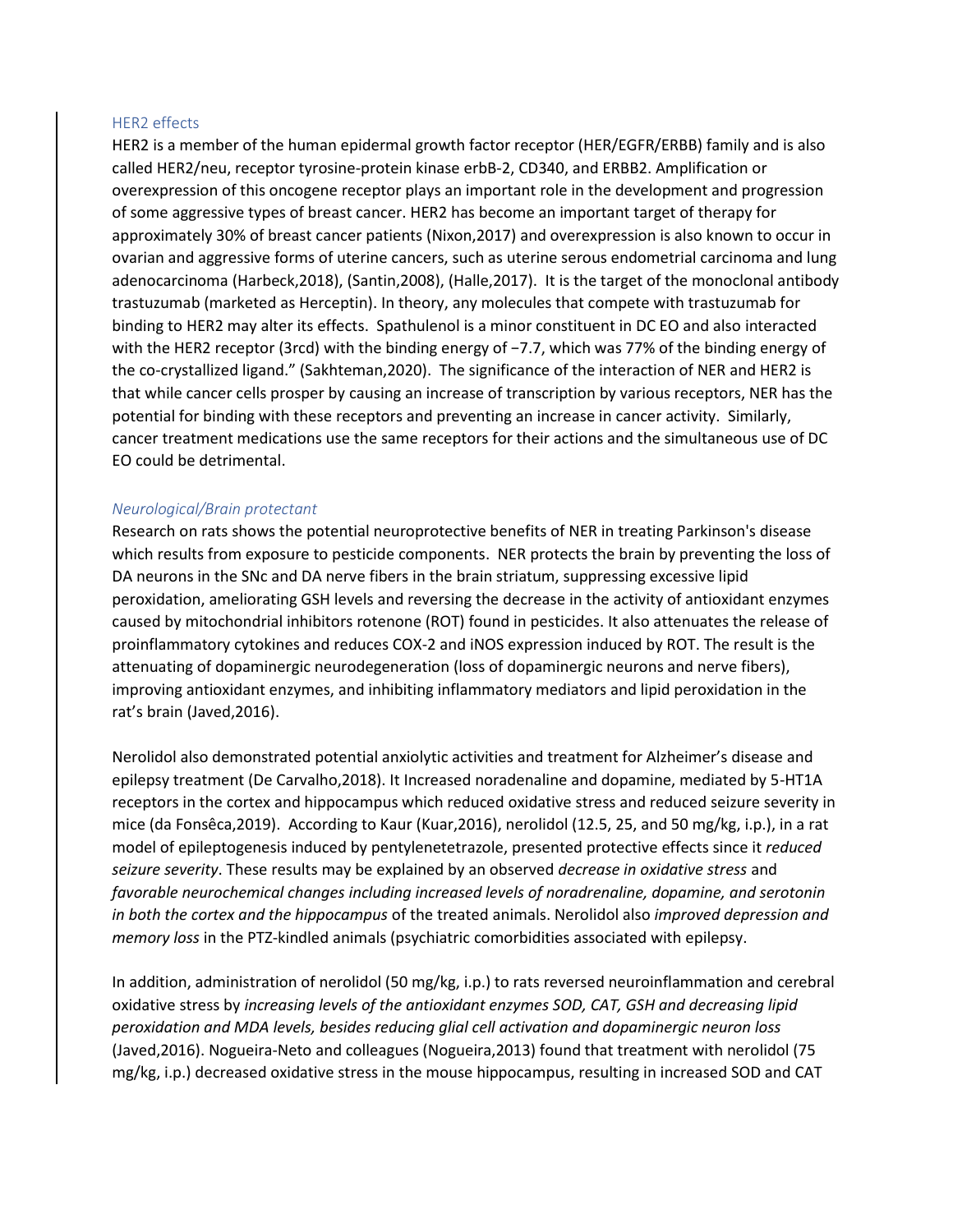### HER2 effects

HER2 is a member of the human epidermal growth factor receptor (HER/EGFR/ERBB) family and is also called HER2/neu, receptor tyrosine-protein kinase erbB-2, CD340, and ERBB2. Amplification or overexpression of this oncogene receptor plays an important role in the development and progression of some aggressive types of breast cancer. HER2 has become an important target of therapy for approximately 30% of breast cancer patients (Nixon,2017) and overexpression is also known to occur in ovarian and aggressive forms of uterine cancers, such as uterine serous endometrial carcinoma and lung adenocarcinoma (Harbeck,2018), (Santin,2008), (Halle,2017). It is the target of the monoclonal antibody trastuzumab (marketed as Herceptin). In theory, any molecules that compete with trastuzumab for binding to HER2 may alter its effects. Spathulenol is a minor constituent in DC EO and also interacted with the HER2 receptor (3rcd) with the binding energy of −7.7, which was 77% of the binding energy of the co-crystallized ligand." (Sakhteman,2020). The significance of the interaction of NER and HER2 is that while cancer cells prosper by causing an increase of transcription by various receptors, NER has the potential for binding with these receptors and preventing an increase in cancer activity. Similarly, cancer treatment medications use the same receptors for their actions and the simultaneous use of DC EO could be detrimental.

### *Neurological/Brain protectant*

Research on rats shows the potential neuroprotective benefits of NER in treating Parkinson's disease which results from exposure to pesticide components. NER protects the brain by preventing the loss of DA neurons in the SNc and DA nerve fibers in the brain striatum, suppressing excessive lipid peroxidation, ameliorating GSH levels and reversing the decrease in the activity of antioxidant enzymes caused by mitochondrial inhibitors rotenone (ROT) found in pesticides. It also attenuates the release of proinflammatory cytokines and reduces COX-2 and iNOS expression induced by ROT. The result is the attenuating of dopaminergic neurodegeneration (loss of dopaminergic neurons and nerve fibers), improving antioxidant enzymes, and inhibiting inflammatory mediators and lipid peroxidation in the rat's brain (Javed,2016).

Nerolidol also demonstrated potential anxiolytic activities and treatment for Alzheimer's disease and epilepsy treatment (De Carvalho,2018). It Increased noradenaline and dopamine, mediated by 5-HT1A receptors in the cortex and hippocampus which reduced oxidative stress and reduced seizure severity in mice (da Fonsêca,2019). According to Kaur (Kuar,2016), nerolidol (12.5, 25, and 50 mg/kg, i.p.), in a rat model of epileptogenesis induced by pentylenetetrazole, presented protective effects since it *reduced seizure severity*. These results may be explained by an observed *decrease in oxidative stress* and *favorable neurochemical changes including increased levels of noradrenaline, dopamine, and serotonin in both the cortex and the hippocampus* of the treated animals. Nerolidol also *improved depression and memory loss* in the PTZ-kindled animals (psychiatric comorbidities associated with epilepsy.

In addition, administration of nerolidol (50 mg/kg, i.p.) to rats reversed neuroinflammation and cerebral oxidative stress by *increasing levels of the antioxidant enzymes SOD, CAT, GSH and decreasing lipid peroxidation and MDA levels, besides reducing glial cell activation and dopaminergic neuron loss* (Javed,2016). Nogueira-Neto and colleagues (Nogueira,2013) found that treatment with nerolidol (75 mg/kg, i.p.) decreased oxidative stress in the mouse hippocampus, resulting in increased SOD and CAT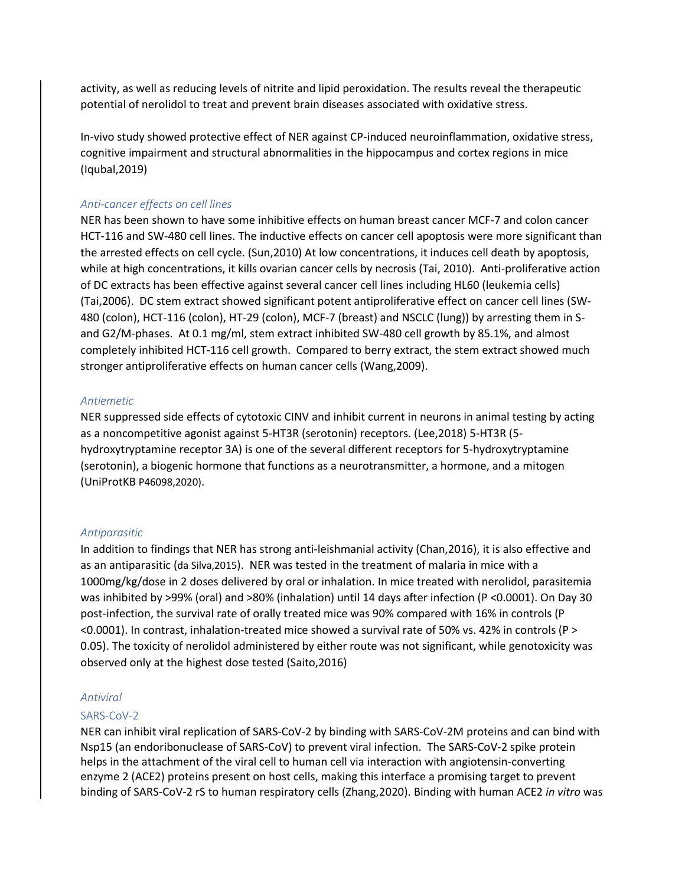activity, as well as reducing levels of nitrite and lipid peroxidation. The results reveal the therapeutic potential of nerolidol to treat and prevent brain diseases associated with oxidative stress.

In-vivo study showed protective effect of NER against CP-induced neuroinflammation, oxidative stress, cognitive impairment and structural abnormalities in the hippocampus and cortex regions in mice (Iqubal,2019)

### *Anti-cancer effects on cell lines*

NER has been shown to have some inhibitive effects on human breast cancer MCF-7 and colon cancer HCT-116 and SW-480 cell lines. The inductive effects on cancer cell apoptosis were more significant than the arrested effects on cell cycle. (Sun,2010) At low concentrations, it induces cell death by apoptosis, while at high concentrations, it kills ovarian cancer cells by necrosis (Tai, 2010). Anti-proliferative action of DC extracts has been effective against several cancer cell lines including HL60 (leukemia cells) (Tai,2006). DC stem extract showed significant potent antiproliferative effect on cancer cell lines (SW-480 (colon), HCT-116 (colon), HT-29 (colon), MCF-7 (breast) and NSCLC (lung)) by arresting them in S- and G2/M-phases. At 0.1 mg/ml, stem extract inhibited SW-480 cell growth by 85.1%, and almost completely inhibited HCT-116 cell growth. Compared to berry extract, the stem extract showed much stronger antiproliferative effects on human cancer cells (Wang,2009).

### *Antiemetic*

NER suppressed side effects of cytotoxic CINV and inhibit current in neurons in animal testing by acting as a noncompetitive agonist against 5-HT3R (serotonin) receptors. (Lee,2018) 5-HT3R (5-hydroxytryptamine receptor 3A) is one of the several different receptors for 5-hydroxytryptamine (serotonin), a biogenic hormone that functions as a neurotransmitter, a hormone, and a mitogen (UniProtKB P46098,2020).

### *Antiparasitic*

In addition to findings that NER has strong anti-leishmanial activity (Chan,2016), it is also effective and as an antiparasitic (da Silva,2015). NER was tested in the treatment of malaria in mice with a 1000mg/kg/dose in 2 doses delivered by oral or inhalation. In mice treated with nerolidol, parasitemia was inhibited by >99% (oral) and >80% (inhalation) until 14 days after infection (P <0.0001). On Day 30 post-infection, the survival rate of orally treated mice was 90% compared with 16% in controls (P <0.0001). In contrast, inhalation-treated mice showed a survival rate of 50% vs. 42% in controls (P > 0.05). The toxicity of nerolidol administered by either route was not significant, while genotoxicity was observed only at the highest dose tested (Saito,2016)

### *Antiviral*

#### SARS-CoV-2

NER can inhibit viral replication of SARS-CoV-2 by binding with SARS-CoV-2M proteins and can bind with Nsp15 (an endoribonuclease of SARS-CoV) to prevent viral infection. The SARS-CoV-2 spike protein helps in the attachment of the viral cell to human cell via interaction with angiotensin-converting enzyme 2 (ACE2) proteins present on host cells, making this interface a promising target to prevent binding of SARS-CoV-2 rS to human respiratory cells (Zhang,2020). Binding with human ACE2 *in vitro* was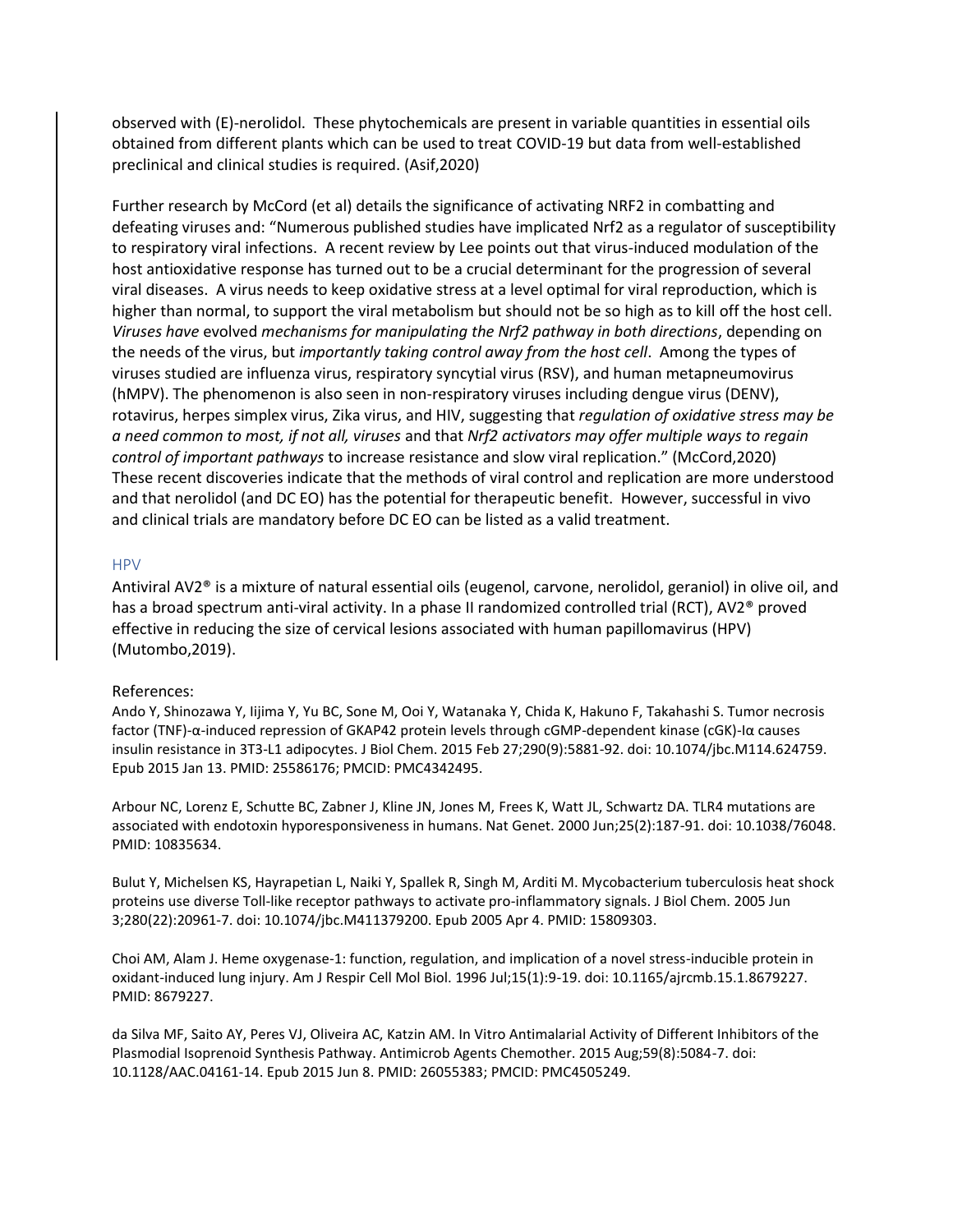observed with (E)-nerolidol. These phytochemicals are present in variable quantities in essential oils obtained from different plants which can be used to treat COVID-19 but data from well-established preclinical and clinical studies is required. (Asif,2020)

Further research by McCord (et al) details the significance of activating NRF2 in combatting and defeating viruses and: "Numerous published studies have implicated Nrf2 as a regulator of susceptibility to respiratory viral infections. A recent review by Lee points out that virus-induced modulation of the host antioxidative response has turned out to be a crucial determinant for the progression of several viral diseases. A virus needs to keep oxidative stress at a level optimal for viral reproduction, which is higher than normal, to support the viral metabolism but should not be so high as to kill off the host cell. *Viruses have* evolved *mechanisms for manipulating the Nrf2 pathway in both directions*, depending on the needs of the virus, but *importantly taking control away from the host cell*. Among the types of viruses studied are influenza virus, respiratory syncytial virus (RSV), and human metapneumovirus (hMPV). The phenomenon is also seen in non-respiratory viruses including dengue virus (DENV), rotavirus, herpes simplex virus, Zika virus, and HIV, suggesting that *regulation of oxidative stress may be a need common to most, if not all, viruses* and that *Nrf2 activators may offer multiple ways to regain control of important pathways* to increase resistance and slow viral replication." (McCord,2020)
These recent discoveries indicate that the methods of viral control and replication are more understood and that nerolidol (and DC EO) has the potential for therapeutic benefit. However, successful in vivo and clinical trials are mandatory before DC EO can be listed as a valid treatment.

### HPV

Antiviral AV2® is a mixture of natural essential oils (eugenol, carvone, nerolidol, geraniol) in olive oil, and has a broad spectrum anti-viral activity. In a phase II randomized controlled trial (RCT), AV2® proved effective in reducing the size of cervical lesions associated with human papillomavirus (HPV) (Mutombo,2019).

References:

Ando Y, Shinozawa Y, Iijima Y, Yu BC, Sone M, Ooi Y, Watanaka Y, Chida K, Hakuno F, Takahashi S. Tumor necrosis factor (TNF)-α-induced repression of GKAP42 protein levels through cGMP-dependent kinase (cGK)-Iα causes insulin resistance in 3T3-L1 adipocytes. J Biol Chem. 2015 Feb 27;290(9):5881-92. doi: 10.1074/jbc.M114.624759. Epub 2015 Jan 13. PMID: 25586176; PMCID: PMC4342495.

Arbour NC, Lorenz E, Schutte BC, Zabner J, Kline JN, Jones M, Frees K, Watt JL, Schwartz DA. TLR4 mutations are associated with endotoxin hyporesponsiveness in humans. Nat Genet. 2000 Jun;25(2):187-91. doi: 10.1038/76048. PMID: 10835634.

Bulut Y, Michelsen KS, Hayrapetian L, Naiki Y, Spallek R, Singh M, Arditi M. Mycobacterium tuberculosis heat shock proteins use diverse Toll-like receptor pathways to activate pro-inflammatory signals. J Biol Chem. 2005 Jun 3;280(22):20961-7. doi: 10.1074/jbc.M411379200. Epub 2005 Apr 4. PMID: 15809303.

Choi AM, Alam J. Heme oxygenase-1: function, regulation, and implication of a novel stress-inducible protein in oxidant-induced lung injury. Am J Respir Cell Mol Biol. 1996 Jul;15(1):9-19. doi: 10.1165/ajrcmb.15.1.8679227. PMID: 8679227.

da Silva MF, Saito AY, Peres VJ, Oliveira AC, Katzin AM. In Vitro Antimalarial Activity of Different Inhibitors of the Plasmodial Isoprenoid Synthesis Pathway. Antimicrob Agents Chemother. 2015 Aug;59(8):5084-7. doi: 10.1128/AAC.04161-14. Epub 2015 Jun 8. PMID: 26055383; PMCID: PMC4505249.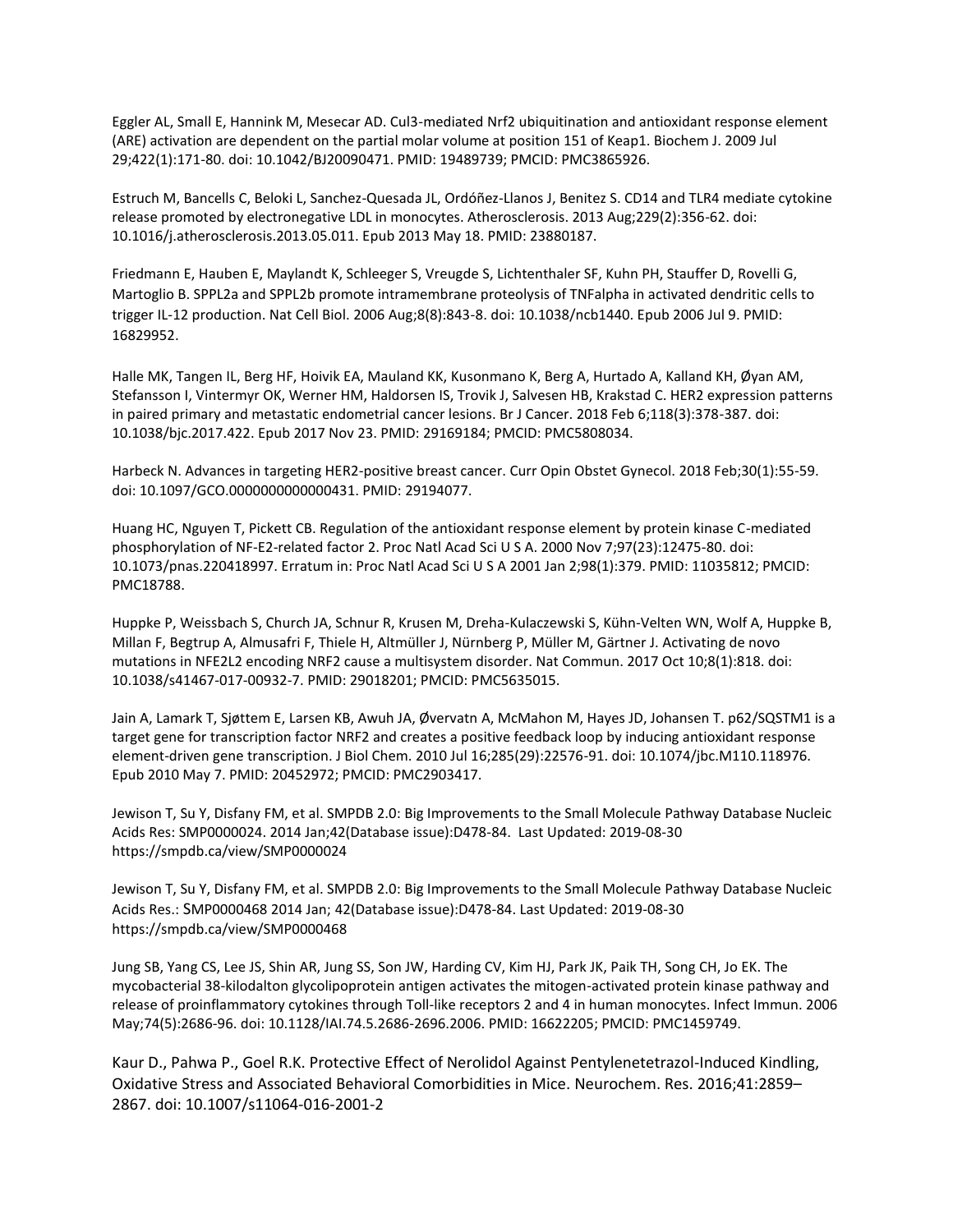Eggler AL, Small E, Hannink M, Mesecar AD. Cul3-mediated Nrf2 ubiquitination and antioxidant response element (ARE) activation are dependent on the partial molar volume at position 151 of Keap1. Biochem J. 2009 Jul 29;422(1):171-80. doi: 10.1042/BJ20090471. PMID: 19489739; PMCID: PMC3865926.

Estruch M, Bancells C, Beloki L, Sanchez-Quesada JL, Ordóñez-Llanos J, Benitez S. CD14 and TLR4 mediate cytokine release promoted by electronegative LDL in monocytes. Atherosclerosis. 2013 Aug;229(2):356-62. doi: 10.1016/j.atherosclerosis.2013.05.011. Epub 2013 May 18. PMID: 23880187.

Friedmann E, Hauben E, Maylandt K, Schleeger S, Vreugde S, Lichtenthaler SF, Kuhn PH, Stauffer D, Rovelli G, Martoglio B. SPPL2a and SPPL2b promote intramembrane proteolysis of TNFalpha in activated dendritic cells to trigger IL-12 production. Nat Cell Biol. 2006 Aug;8(8):843-8. doi: 10.1038/ncb1440. Epub 2006 Jul 9. PMID: 16829952.

Halle MK, Tangen IL, Berg HF, Hoivik EA, Mauland KK, Kusonmano K, Berg A, Hurtado A, Kalland KH, Øyan AM, Stefansson I, Vintermyr OK, Werner HM, Haldorsen IS, Trovik J, Salvesen HB, Krakstad C. HER2 expression patterns in paired primary and metastatic endometrial cancer lesions. Br J Cancer. 2018 Feb 6;118(3):378-387. doi: 10.1038/bjc.2017.422. Epub 2017 Nov 23. PMID: 29169184; PMCID: PMC5808034.

Harbeck N. Advances in targeting HER2-positive breast cancer. Curr Opin Obstet Gynecol. 2018 Feb;30(1):55-59. doi: 10.1097/GCO.0000000000000431. PMID: 29194077.

Huang HC, Nguyen T, Pickett CB. Regulation of the antioxidant response element by protein kinase C-mediated phosphorylation of NF-E2-related factor 2. Proc Natl Acad Sci U S A. 2000 Nov 7;97(23):12475-80. doi: 10.1073/pnas.220418997. Erratum in: Proc Natl Acad Sci U S A 2001 Jan 2;98(1):379. PMID: 11035812; PMCID: PMC18788.

Huppke P, Weissbach S, Church JA, Schnur R, Krusen M, Dreha-Kulaczewski S, Kühn-Velten WN, Wolf A, Huppke B, Millan F, Begtrup A, Almusafri F, Thiele H, Altmüller J, Nürnberg P, Müller M, Gärtner J. Activating de novo mutations in NFE2L2 encoding NRF2 cause a multisystem disorder. Nat Commun. 2017 Oct 10;8(1):818. doi: 10.1038/s41467-017-00932-7. PMID: 29018201; PMCID: PMC5635015.

Jain A, Lamark T, Sjøttem E, Larsen KB, Awuh JA, Øvervatn A, McMahon M, Hayes JD, Johansen T. p62/SQSTM1 is a target gene for transcription factor NRF2 and creates a positive feedback loop by inducing antioxidant response element-driven gene transcription. J Biol Chem. 2010 Jul 16;285(29):22576-91. doi: 10.1074/jbc.M110.118976. Epub 2010 May 7. PMID: 20452972; PMCID: PMC2903417.

Jewison T, Su Y, Disfany FM, et al. SMPDB 2.0: Big Improvements to the Small Molecule Pathway Database Nucleic Acids Res: SMP0000024. 2014 Jan;42(Database issue):D478-84. Last Updated: 2019-08-30 https://smpdb.ca/view/SMP0000024

Jewison T, Su Y, Disfany FM, et al. SMPDB 2.0: Big Improvements to the Small Molecule Pathway Database Nucleic Acids Res.: SMP0000468 2014 Jan; 42(Database issue):D478-84. Last Updated: 2019-08-30 https://smpdb.ca/view/SMP0000468

Jung SB, Yang CS, Lee JS, Shin AR, Jung SS, Son JW, Harding CV, Kim HJ, Park JK, Paik TH, Song CH, Jo EK. The mycobacterial 38-kilodalton glycolipoprotein antigen activates the mitogen-activated protein kinase pathway and release of proinflammatory cytokines through Toll-like receptors 2 and 4 in human monocytes. Infect Immun. 2006 May;74(5):2686-96. doi: 10.1128/IAI.74.5.2686-2696.2006. PMID: 16622205; PMCID: PMC1459749.

Kaur D., Pahwa P., Goel R.K. Protective Effect of Nerolidol Against Pentylenetetrazol-Induced Kindling, Oxidative Stress and Associated Behavioral Comorbidities in Mice. Neurochem. Res. 2016;41:2859–2867. doi: 10.1007/s11064-016-2001-2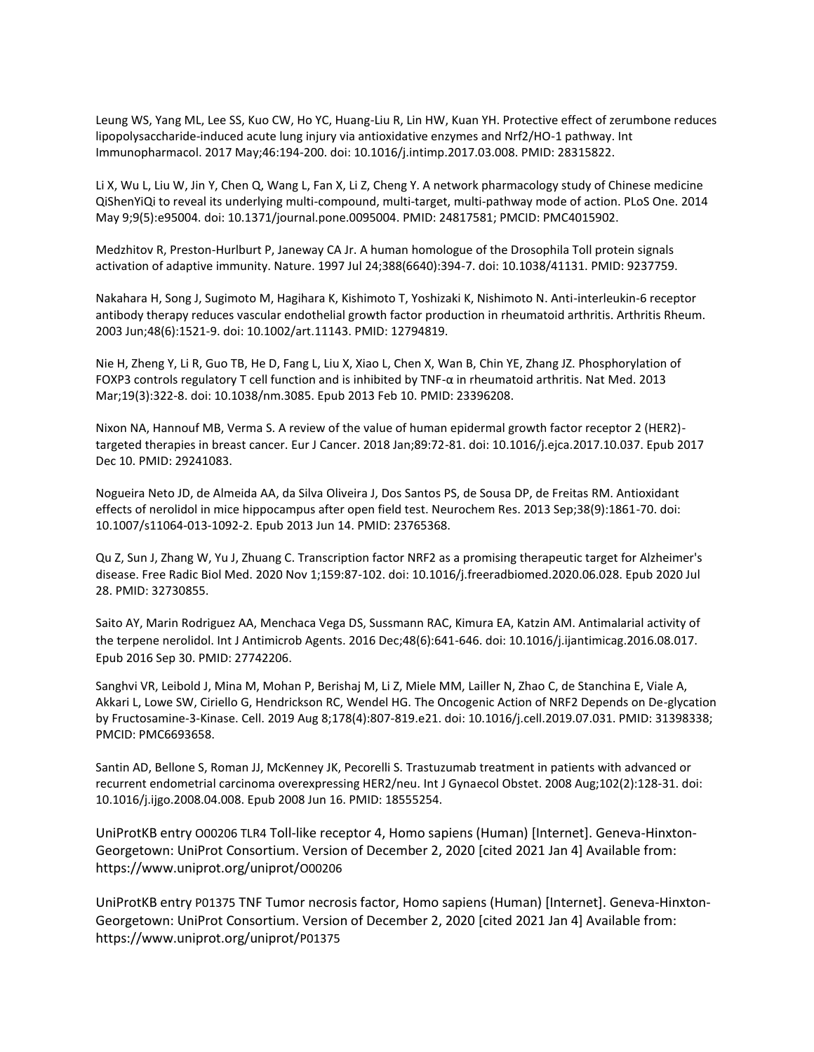Leung WS, Yang ML, Lee SS, Kuo CW, Ho YC, Huang-Liu R, Lin HW, Kuan YH. Protective effect of zerumbone reduces lipopolysaccharide-induced acute lung injury via antioxidative enzymes and Nrf2/HO-1 pathway. Int Immunopharmacol. 2017 May;46:194-200. doi: 10.1016/j.intimp.2017.03.008. PMID: 28315822.

Li X, Wu L, Liu W, Jin Y, Chen Q, Wang L, Fan X, Li Z, Cheng Y. A network pharmacology study of Chinese medicine QiShenYiQi to reveal its underlying multi-compound, multi-target, multi-pathway mode of action. PLoS One. 2014 May 9;9(5):e95004. doi: 10.1371/journal.pone.0095004. PMID: 24817581; PMCID: PMC4015902.

Medzhitov R, Preston-Hurlburt P, Janeway CA Jr. A human homologue of the Drosophila Toll protein signals activation of adaptive immunity. Nature. 1997 Jul 24;388(6640):394-7. doi: 10.1038/41131. PMID: 9237759.

Nakahara H, Song J, Sugimoto M, Hagihara K, Kishimoto T, Yoshizaki K, Nishimoto N. Anti-interleukin-6 receptor antibody therapy reduces vascular endothelial growth factor production in rheumatoid arthritis. Arthritis Rheum. 2003 Jun;48(6):1521-9. doi: 10.1002/art.11143. PMID: 12794819.

Nie H, Zheng Y, Li R, Guo TB, He D, Fang L, Liu X, Xiao L, Chen X, Wan B, Chin YE, Zhang JZ. Phosphorylation of FOXP3 controls regulatory T cell function and is inhibited by TNF-α in rheumatoid arthritis. Nat Med. 2013 Mar;19(3):322-8. doi: 10.1038/nm.3085. Epub 2013 Feb 10. PMID: 23396208.

Nixon NA, Hannouf MB, Verma S. A review of the value of human epidermal growth factor receptor 2 (HER2)-targeted therapies in breast cancer. Eur J Cancer. 2018 Jan;89:72-81. doi: 10.1016/j.ejca.2017.10.037. Epub 2017 Dec 10. PMID: 29241083.

Nogueira Neto JD, de Almeida AA, da Silva Oliveira J, Dos Santos PS, de Sousa DP, de Freitas RM. Antioxidant effects of nerolidol in mice hippocampus after open field test. Neurochem Res. 2013 Sep;38(9):1861-70. doi: 10.1007/s11064-013-1092-2. Epub 2013 Jun 14. PMID: 23765368.

Qu Z, Sun J, Zhang W, Yu J, Zhuang C. Transcription factor NRF2 as a promising therapeutic target for Alzheimer's disease. Free Radic Biol Med. 2020 Nov 1;159:87-102. doi: 10.1016/j.freeradbiomed.2020.06.028. Epub 2020 Jul 28. PMID: 32730855.

Saito AY, Marin Rodriguez AA, Menchaca Vega DS, Sussmann RAC, Kimura EA, Katzin AM. Antimalarial activity of the terpene nerolidol. Int J Antimicrob Agents. 2016 Dec;48(6):641-646. doi: 10.1016/j.ijantimicag.2016.08.017. Epub 2016 Sep 30. PMID: 27742206.

Sanghvi VR, Leibold J, Mina M, Mohan P, Berishaj M, Li Z, Miele MM, Lailler N, Zhao C, de Stanchina E, Viale A, Akkari L, Lowe SW, Ciriello G, Hendrickson RC, Wendel HG. The Oncogenic Action of NRF2 Depends on De-glycation by Fructosamine-3-Kinase. Cell. 2019 Aug 8;178(4):807-819.e21. doi: 10.1016/j.cell.2019.07.031. PMID: 31398338; PMCID: PMC6693658.

Santin AD, Bellone S, Roman JJ, McKenney JK, Pecorelli S. Trastuzumab treatment in patients with advanced or recurrent endometrial carcinoma overexpressing HER2/neu. Int J Gynaecol Obstet. 2008 Aug;102(2):128-31. doi: 10.1016/j.ijgo.2008.04.008. Epub 2008 Jun 16. PMID: 18555254.

UniProtKB entry O00206 TLR4 Toll-like receptor 4, Homo sapiens (Human) [Internet]. Geneva-Hinxton-Georgetown: UniProt Consortium. Version of December 2, 2020 [cited 2021 Jan 4] Available from: https://www.uniprot.org/uniprot/O00206

UniProtKB entry P01375 TNF Tumor necrosis factor, Homo sapiens (Human) [Internet]. Geneva-Hinxton-Georgetown: UniProt Consortium. Version of December 2, 2020 [cited 2021 Jan 4] Available from: https://www.uniprot.org/uniprot/P01375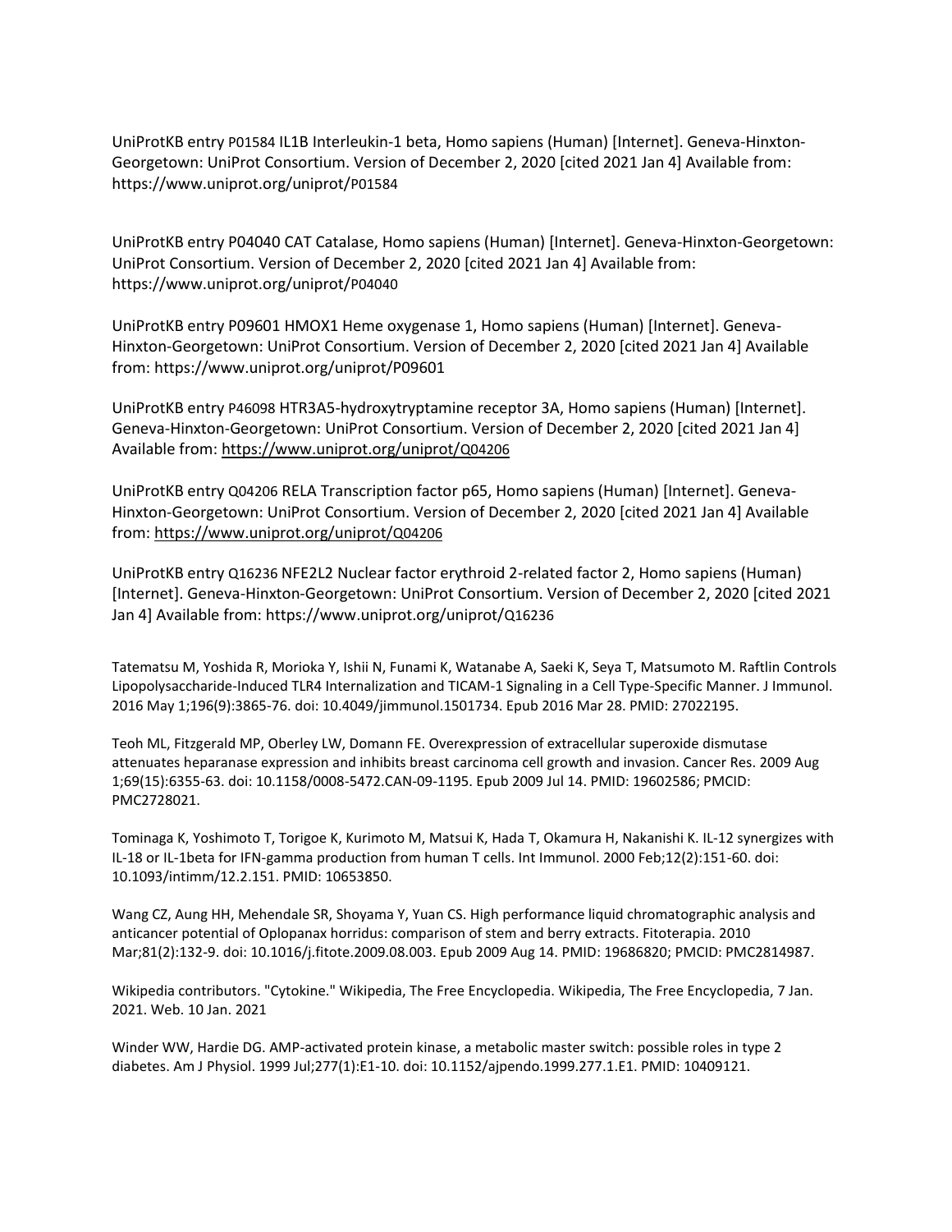UniProtKB entry P01584 IL1B Interleukin-1 beta, Homo sapiens (Human) [Internet]. Geneva-Hinxton-Georgetown: UniProt Consortium. Version of December 2, 2020 [cited 2021 Jan 4] Available from: https://www.uniprot.org/uniprot/P01584

UniProtKB entry P04040 CAT Catalase, Homo sapiens (Human) [Internet]. Geneva-Hinxton-Georgetown: UniProt Consortium. Version of December 2, 2020 [cited 2021 Jan 4] Available from: https://www.uniprot.org/uniprot/P04040

UniProtKB entry P09601 HMOX1 Heme oxygenase 1, Homo sapiens (Human) [Internet]. Geneva-Hinxton-Georgetown: UniProt Consortium. Version of December 2, 2020 [cited 2021 Jan 4] Available from: https://www.uniprot.org/uniprot/P09601

UniProtKB entry P46098 HTR3A5-hydroxytryptamine receptor 3A, Homo sapiens (Human) [Internet]. Geneva-Hinxton-Georgetown: UniProt Consortium. Version of December 2, 2020 [cited 2021 Jan 4] Available from: https://www.uniprot.org/uniprot/Q04206

UniProtKB entry Q04206 RELA Transcription factor p65, Homo sapiens (Human) [Internet]. Geneva-Hinxton-Georgetown: UniProt Consortium. Version of December 2, 2020 [cited 2021 Jan 4] Available from: https://www.uniprot.org/uniprot/Q04206

UniProtKB entry Q16236 NFE2L2 Nuclear factor erythroid 2-related factor 2, Homo sapiens (Human) [Internet]. Geneva-Hinxton-Georgetown: UniProt Consortium. Version of December 2, 2020 [cited 2021 Jan 4] Available from: https://www.uniprot.org/uniprot/Q16236

Tatematsu M, Yoshida R, Morioka Y, Ishii N, Funami K, Watanabe A, Saeki K, Seya T, Matsumoto M. Raftlin Controls Lipopolysaccharide-Induced TLR4 Internalization and TICAM-1 Signaling in a Cell Type-Specific Manner. J Immunol. 2016 May 1;196(9):3865-76. doi: 10.4049/jimmunol.1501734. Epub 2016 Mar 28. PMID: 27022195.

Teoh ML, Fitzgerald MP, Oberley LW, Domann FE. Overexpression of extracellular superoxide dismutase attenuates heparanase expression and inhibits breast carcinoma cell growth and invasion. Cancer Res. 2009 Aug 1;69(15):6355-63. doi: 10.1158/0008-5472.CAN-09-1195. Epub 2009 Jul 14. PMID: 19602586; PMCID: PMC2728021.

Tominaga K, Yoshimoto T, Torigoe K, Kurimoto M, Matsui K, Hada T, Okamura H, Nakanishi K. IL-12 synergizes with IL-18 or IL-1beta for IFN-gamma production from human T cells. Int Immunol. 2000 Feb;12(2):151-60. doi: 10.1093/intimm/12.2.151. PMID: 10653850.

Wang CZ, Aung HH, Mehendale SR, Shoyama Y, Yuan CS. High performance liquid chromatographic analysis and anticancer potential of Oplopanax horridus: comparison of stem and berry extracts. Fitoterapia. 2010 Mar;81(2):132-9. doi: 10.1016/j.fitote.2009.08.003. Epub 2009 Aug 14. PMID: 19686820; PMCID: PMC2814987.

Wikipedia contributors. "Cytokine." Wikipedia, The Free Encyclopedia. Wikipedia, The Free Encyclopedia, 7 Jan. 2021. Web. 10 Jan. 2021

Winder WW, Hardie DG. AMP-activated protein kinase, a metabolic master switch: possible roles in type 2 diabetes. Am J Physiol. 1999 Jul;277(1):E1-10. doi: 10.1152/ajpendo.1999.277.1.E1. PMID: 10409121.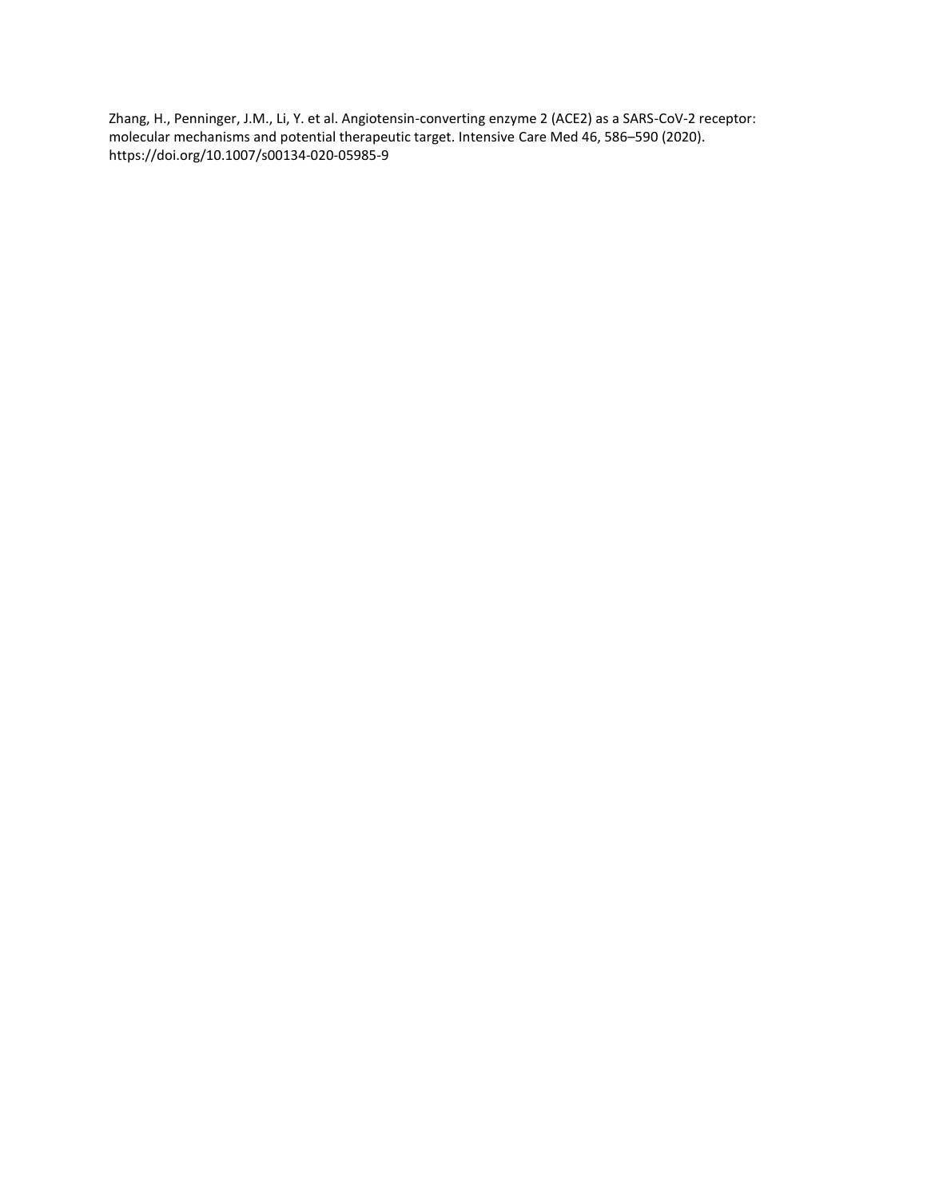Zhang, H., Penninger, J.M., Li, Y. et al. Angiotensin-converting enzyme 2 (ACE2) as a SARS-CoV-2 receptor: molecular mechanisms and potential therapeutic target. Intensive Care Med 46, 586–590 (2020). https://doi.org/10.1007/s00134-020-05985-9